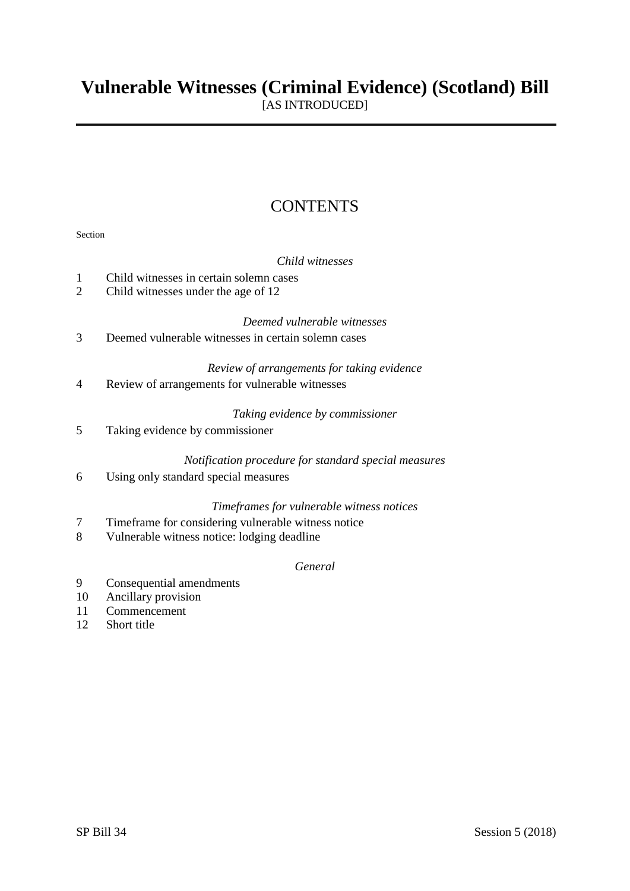# Vulnerable Witnesses (Criminal Evidence) (Scotland) Bill

[AS INTRODUCED]

## CONTENTS

Section

*Child witnesses*

1 Child witnesses in certain solemn cases
2 Child witnesses under the age of 12

*Deemed vulnerable witnesses*

3 Deemed vulnerable witnesses in certain solemn cases

*Review of arrangements for taking evidence*

4 Review of arrangements for vulnerable witnesses

*Taking evidence by commissioner*

5 Taking evidence by commissioner

*Notification procedure for standard special measures*

6 Using only standard special measures

*Timeframes for vulnerable witness notices*

7 Timeframe for considering vulnerable witness notice
8 Vulnerable witness notice: lodging deadline

*General*

9 Consequential amendments
10 Ancillary provision
11 Commencement
12 Short title

SP Bill 34 Session 5 (2018)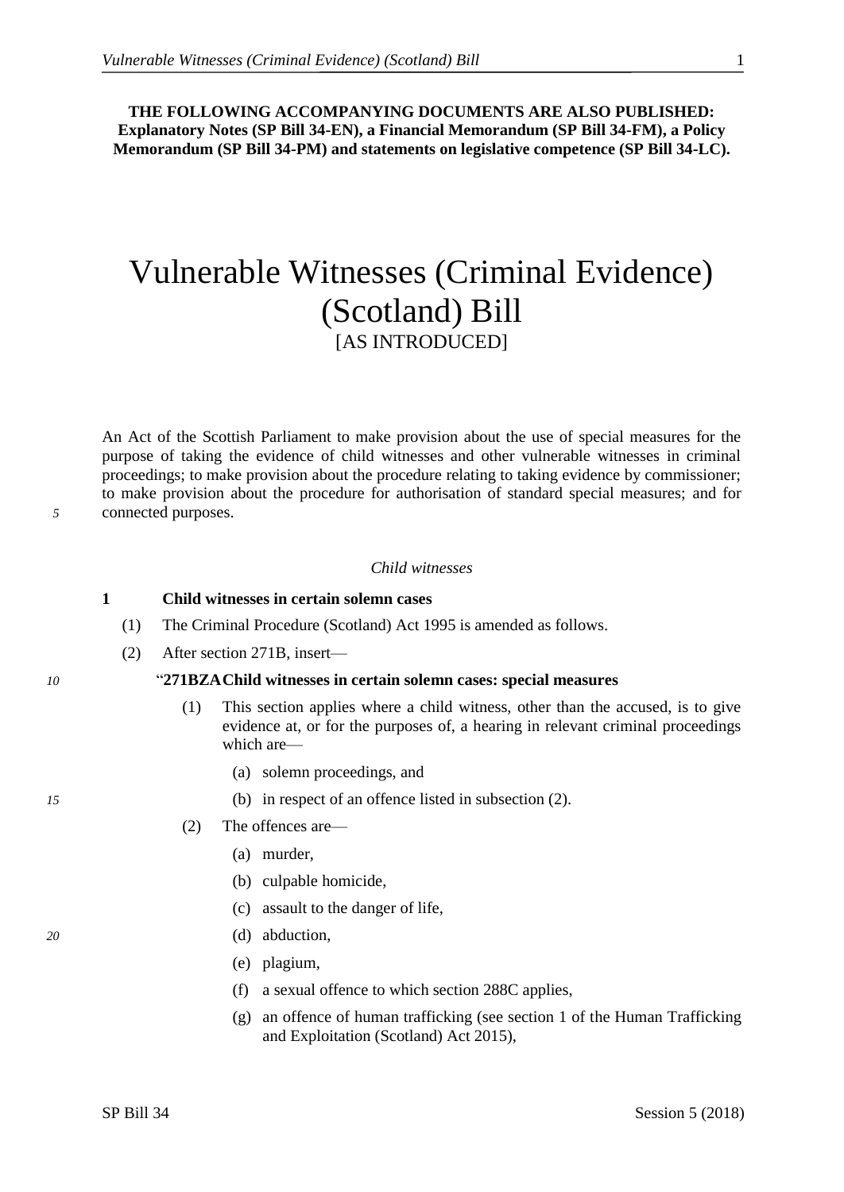**THE FOLLOWING ACCOMPANYING DOCUMENTS ARE ALSO PUBLISHED: Explanatory Notes (SP Bill 34-EN), a Financial Memorandum (SP Bill 34-FM), a Policy Memorandum (SP Bill 34-PM) and statements on legislative competence (SP Bill 34-LC).**

# Vulnerable Witnesses (Criminal Evidence) (Scotland) Bill

[AS INTRODUCED]

An Act of the Scottish Parliament to make provision about the use of special measures for the purpose of taking the evidence of child witnesses and other vulnerable witnesses in criminal proceedings; to make provision about the procedure relating to taking evidence by commissioner; to make provision about the procedure for authorisation of standard special measures; and for connected purposes.

*Child witnesses*

**1 Child witnesses in certain solemn cases**

(1) The Criminal Procedure (Scotland) Act 1995 is amended as follows.

(2) After section 271B, insert—

"**271BZA Child witnesses in certain solemn cases: special measures**

(1) This section applies where a child witness, other than the accused, is to give evidence at, or for the purposes of, a hearing in relevant criminal proceedings which are—

(a) solemn proceedings, and

(b) in respect of an offence listed in subsection (2).

(2) The offences are—

(a) murder,

(b) culpable homicide,

(c) assault to the danger of life,

(d) abduction,

(e) plagium,

(f) a sexual offence to which section 288C applies,

(g) an offence of human trafficking (see section 1 of the Human Trafficking and Exploitation (Scotland) Act 2015),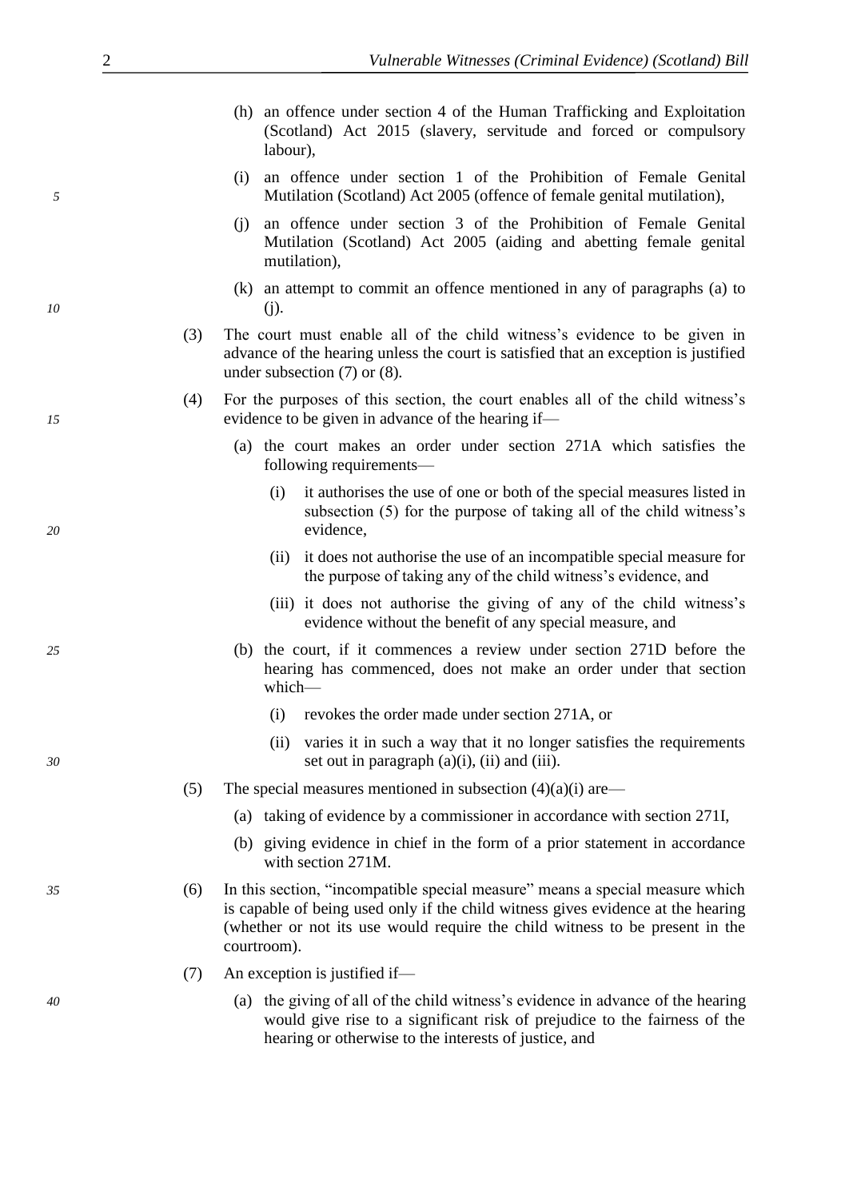(h) an offence under section 4 of the Human Trafficking and Exploitation (Scotland) Act 2015 (slavery, servitude and forced or compulsory labour),

(i) an offence under section 1 of the Prohibition of Female Genital Mutilation (Scotland) Act 2005 (offence of female genital mutilation),

(j) an offence under section 3 of the Prohibition of Female Genital Mutilation (Scotland) Act 2005 (aiding and abetting female genital mutilation),

(k) an attempt to commit an offence mentioned in any of paragraphs (a) to (j).

(3) The court must enable all of the child witness's evidence to be given in advance of the hearing unless the court is satisfied that an exception is justified under subsection (7) or (8).

(4) For the purposes of this section, the court enables all of the child witness's evidence to be given in advance of the hearing if—

(a) the court makes an order under section 271A which satisfies the following requirements—

(i) it authorises the use of one or both of the special measures listed in subsection (5) for the purpose of taking all of the child witness's evidence,

(ii) it does not authorise the use of an incompatible special measure for the purpose of taking any of the child witness's evidence, and

(iii) it does not authorise the giving of any of the child witness's evidence without the benefit of any special measure, and

(b) the court, if it commences a review under section 271D before the hearing has commenced, does not make an order under that section which—

(i) revokes the order made under section 271A, or

(ii) varies it in such a way that it no longer satisfies the requirements set out in paragraph (a)(i), (ii) and (iii).

(5) The special measures mentioned in subsection (4)(a)(i) are—

(a) taking of evidence by a commissioner in accordance with section 271I,

(b) giving evidence in chief in the form of a prior statement in accordance with section 271M.

(6) In this section, "incompatible special measure" means a special measure which is capable of being used only if the child witness gives evidence at the hearing (whether or not its use would require the child witness to be present in the courtroom).

(7) An exception is justified if—

(a) the giving of all of the child witness's evidence in advance of the hearing would give rise to a significant risk of prejudice to the fairness of the hearing or otherwise to the interests of justice, and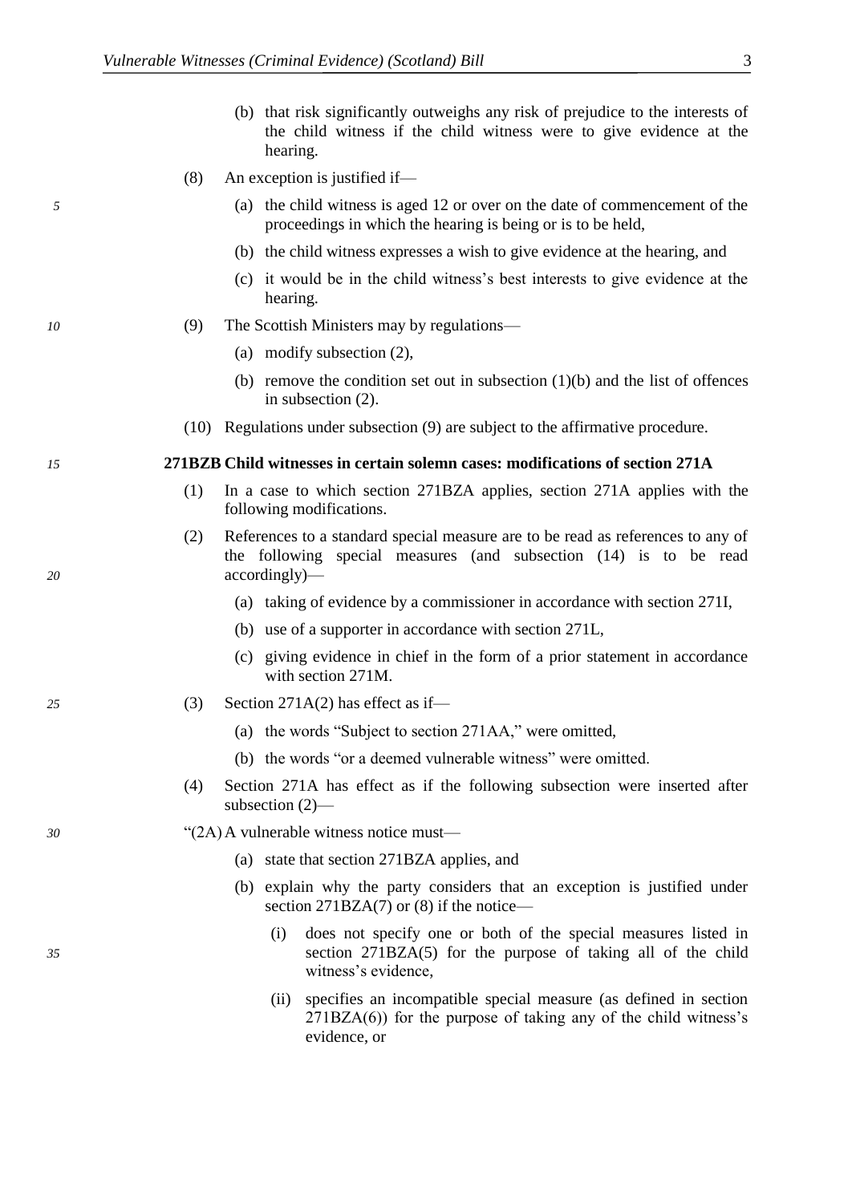(b) that risk significantly outweighs any risk of prejudice to the interests of the child witness if the child witness were to give evidence at the hearing.

(8) An exception is justified if—

(a) the child witness is aged 12 or over on the date of commencement of the proceedings in which the hearing is being or is to be held,

(b) the child witness expresses a wish to give evidence at the hearing, and

(c) it would be in the child witness's best interests to give evidence at the hearing.

(9) The Scottish Ministers may by regulations—

(a) modify subsection (2),

(b) remove the condition set out in subsection (1)(b) and the list of offences in subsection (2).

(10) Regulations under subsection (9) are subject to the affirmative procedure.

**271BZB Child witnesses in certain solemn cases: modifications of section 271A**

(1) In a case to which section 271BZA applies, section 271A applies with the following modifications.

(2) References to a standard special measure are to be read as references to any of the following special measures (and subsection (14) is to be read accordingly)—

(a) taking of evidence by a commissioner in accordance with section 271I,

(b) use of a supporter in accordance with section 271L,

(c) giving evidence in chief in the form of a prior statement in accordance with section 271M.

(3) Section 271A(2) has effect as if—

(a) the words "Subject to section 271AA," were omitted,

(b) the words "or a deemed vulnerable witness" were omitted.

(4) Section 271A has effect as if the following subsection were inserted after subsection (2)—

"(2A) A vulnerable witness notice must—

(a) state that section 271BZA applies, and

(b) explain why the party considers that an exception is justified under section 271BZA(7) or (8) if the notice—

(i) does not specify one or both of the special measures listed in section 271BZA(5) for the purpose of taking all of the child witness's evidence,

(ii) specifies an incompatible special measure (as defined in section 271BZA(6)) for the purpose of taking any of the child witness's evidence, or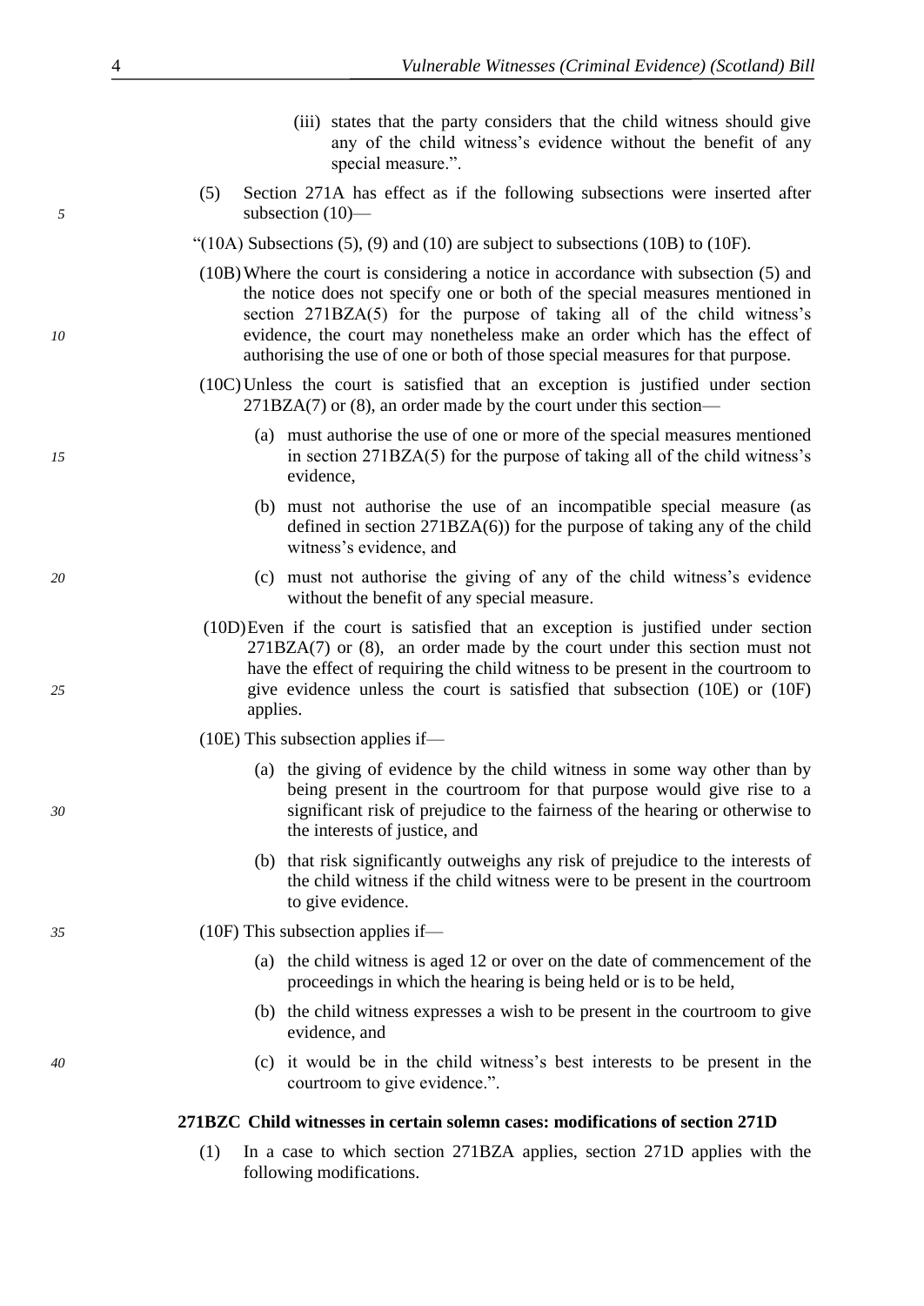(iii) states that the party considers that the child witness should give any of the child witness's evidence without the benefit of any special measure.".

(5) Section 271A has effect as if the following subsections were inserted after subsection (10)—

"(10A) Subsections (5), (9) and (10) are subject to subsections (10B) to (10F).

(10B) Where the court is considering a notice in accordance with subsection (5) and the notice does not specify one or both of the special measures mentioned in section 271BZA(5) for the purpose of taking all of the child witness's evidence, the court may nonetheless make an order which has the effect of authorising the use of one or both of those special measures for that purpose.

(10C) Unless the court is satisfied that an exception is justified under section 271BZA(7) or (8), an order made by the court under this section—

(a) must authorise the use of one or more of the special measures mentioned in section 271BZA(5) for the purpose of taking all of the child witness's evidence,

(b) must not authorise the use of an incompatible special measure (as defined in section 271BZA(6)) for the purpose of taking any of the child witness's evidence, and

(c) must not authorise the giving of any of the child witness's evidence without the benefit of any special measure.

(10D) Even if the court is satisfied that an exception is justified under section 271BZA(7) or (8), an order made by the court under this section must not have the effect of requiring the child witness to be present in the courtroom to give evidence unless the court is satisfied that subsection (10E) or (10F) applies.

(10E) This subsection applies if—

(a) the giving of evidence by the child witness in some way other than by being present in the courtroom for that purpose would give rise to a significant risk of prejudice to the fairness of the hearing or otherwise to the interests of justice, and

(b) that risk significantly outweighs any risk of prejudice to the interests of the child witness if the child witness were to be present in the courtroom to give evidence.

(10F) This subsection applies if—

(a) the child witness is aged 12 or over on the date of commencement of the proceedings in which the hearing is being held or is to be held,

(b) the child witness expresses a wish to be present in the courtroom to give evidence, and

(c) it would be in the child witness's best interests to be present in the courtroom to give evidence.".

**271BZC Child witnesses in certain solemn cases: modifications of section 271D**

(1) In a case to which section 271BZA applies, section 271D applies with the following modifications.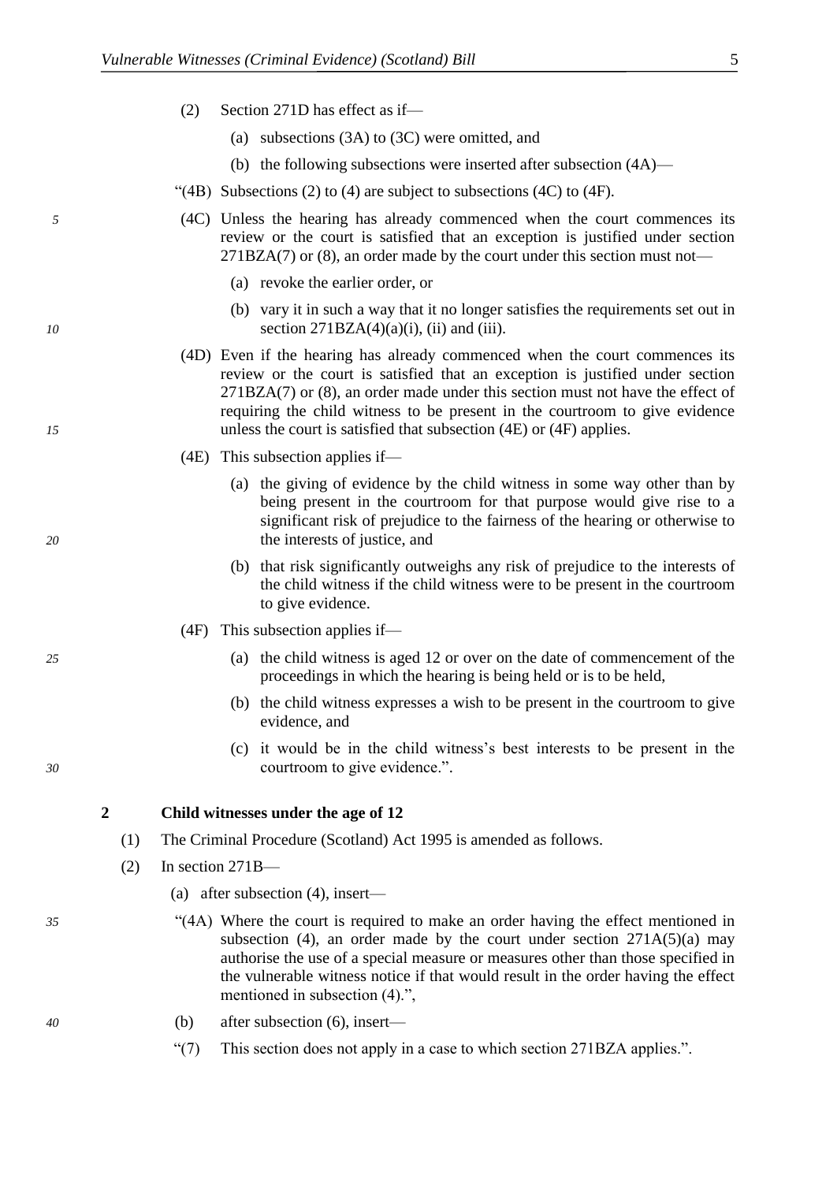(2) Section 271D has effect as if—

(a) subsections (3A) to (3C) were omitted, and

(b) the following subsections were inserted after subsection (4A)—

"(4B) Subsections (2) to (4) are subject to subsections (4C) to (4F).

(4C) Unless the hearing has already commenced when the court commences its review or the court is satisfied that an exception is justified under section 271BZA(7) or (8), an order made by the court under this section must not—

(a) revoke the earlier order, or

(b) vary it in such a way that it no longer satisfies the requirements set out in section 271BZA(4)(a)(i), (ii) and (iii).

(4D) Even if the hearing has already commenced when the court commences its review or the court is satisfied that an exception is justified under section 271BZA(7) or (8), an order made under this section must not have the effect of requiring the child witness to be present in the courtroom to give evidence unless the court is satisfied that subsection (4E) or (4F) applies.

(4E) This subsection applies if—

(a) the giving of evidence by the child witness in some way other than by being present in the courtroom for that purpose would give rise to a significant risk of prejudice to the fairness of the hearing or otherwise to the interests of justice, and

(b) that risk significantly outweighs any risk of prejudice to the interests of the child witness if the child witness were to be present in the courtroom to give evidence.

(4F) This subsection applies if—

(a) the child witness is aged 12 or over on the date of commencement of the proceedings in which the hearing is being held or is to be held,

(b) the child witness expresses a wish to be present in the courtroom to give evidence, and

(c) it would be in the child witness's best interests to be present in the courtroom to give evidence.".

**2 Child witnesses under the age of 12**

(1) The Criminal Procedure (Scotland) Act 1995 is amended as follows.

(2) In section 271B—

(a) after subsection (4), insert—

"(4A) Where the court is required to make an order having the effect mentioned in subsection (4), an order made by the court under section 271A(5)(a) may authorise the use of a special measure or measures other than those specified in the vulnerable witness notice if that would result in the order having the effect mentioned in subsection (4).",

(b) after subsection (6), insert—

"(7) This section does not apply in a case to which section 271BZA applies.".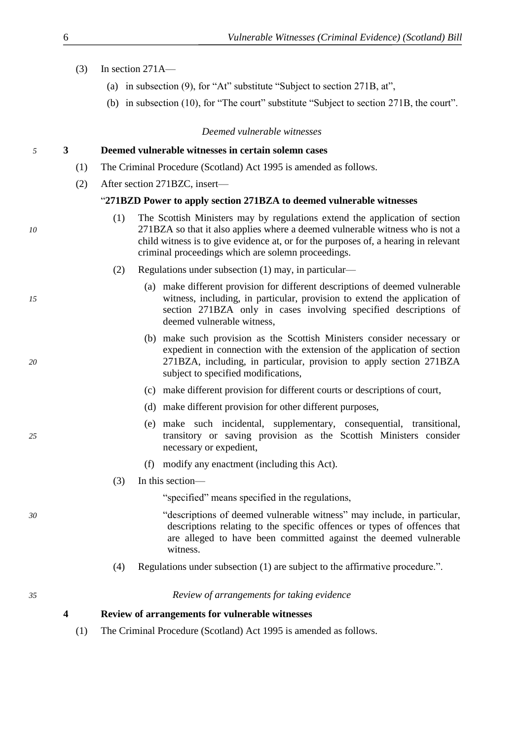(3) In section 271A—

(a) in subsection (9), for "At" substitute "Subject to section 271B, at",

(b) in subsection (10), for "The court" substitute "Subject to section 271B, the court".

*Deemed vulnerable witnesses*

**3 Deemed vulnerable witnesses in certain solemn cases**

(1) The Criminal Procedure (Scotland) Act 1995 is amended as follows.

(2) After section 271BZC, insert—

"**271BZD Power to apply section 271BZA to deemed vulnerable witnesses**

(1) The Scottish Ministers may by regulations extend the application of section 271BZA so that it also applies where a deemed vulnerable witness who is not a child witness is to give evidence at, or for the purposes of, a hearing in relevant criminal proceedings which are solemn proceedings.

(2) Regulations under subsection (1) may, in particular—

(a) make different provision for different descriptions of deemed vulnerable witness, including, in particular, provision to extend the application of section 271BZA only in cases involving specified descriptions of deemed vulnerable witness,

(b) make such provision as the Scottish Ministers consider necessary or expedient in connection with the extension of the application of section 271BZA, including, in particular, provision to apply section 271BZA subject to specified modifications,

(c) make different provision for different courts or descriptions of court,

(d) make different provision for other different purposes,

(e) make such incidental, supplementary, consequential, transitional, transitory or saving provision as the Scottish Ministers consider necessary or expedient,

(f) modify any enactment (including this Act).

(3) In this section—

"specified" means specified in the regulations,

"descriptions of deemed vulnerable witness" may include, in particular, descriptions relating to the specific offences or types of offences that are alleged to have been committed against the deemed vulnerable witness.

(4) Regulations under subsection (1) are subject to the affirmative procedure.".

*Review of arrangements for taking evidence*

**4 Review of arrangements for vulnerable witnesses**

(1) The Criminal Procedure (Scotland) Act 1995 is amended as follows.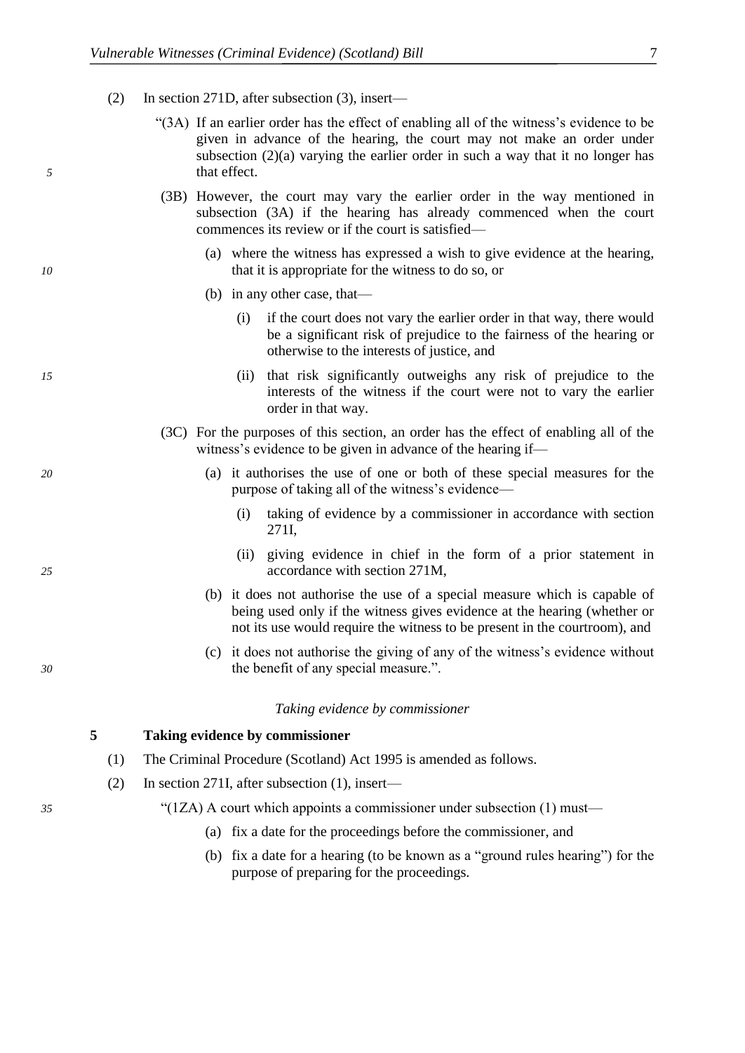(2) In section 271D, after subsection (3), insert—

"(3A) If an earlier order has the effect of enabling all of the witness's evidence to be given in advance of the hearing, the court may not make an order under subsection (2)(a) varying the earlier order in such a way that it no longer has that effect.

(3B) However, the court may vary the earlier order in the way mentioned in subsection (3A) if the hearing has already commenced when the court commences its review or if the court is satisfied—

(a) where the witness has expressed a wish to give evidence at the hearing, that it is appropriate for the witness to do so, or

(b) in any other case, that—

(i) if the court does not vary the earlier order in that way, there would be a significant risk of prejudice to the fairness of the hearing or otherwise to the interests of justice, and

(ii) that risk significantly outweighs any risk of prejudice to the interests of the witness if the court were not to vary the earlier order in that way.

(3C) For the purposes of this section, an order has the effect of enabling all of the witness's evidence to be given in advance of the hearing if—

(a) it authorises the use of one or both of these special measures for the purpose of taking all of the witness's evidence—

(i) taking of evidence by a commissioner in accordance with section 271I,

(ii) giving evidence in chief in the form of a prior statement in accordance with section 271M,

(b) it does not authorise the use of a special measure which is capable of being used only if the witness gives evidence at the hearing (whether or not its use would require the witness to be present in the courtroom), and

(c) it does not authorise the giving of any of the witness's evidence without the benefit of any special measure.".

*Taking evidence by commissioner*

**5 Taking evidence by commissioner**

(1) The Criminal Procedure (Scotland) Act 1995 is amended as follows.

(2) In section 271I, after subsection (1), insert—

"(1ZA) A court which appoints a commissioner under subsection (1) must—

(a) fix a date for the proceedings before the commissioner, and

(b) fix a date for a hearing (to be known as a "ground rules hearing") for the purpose of preparing for the proceedings.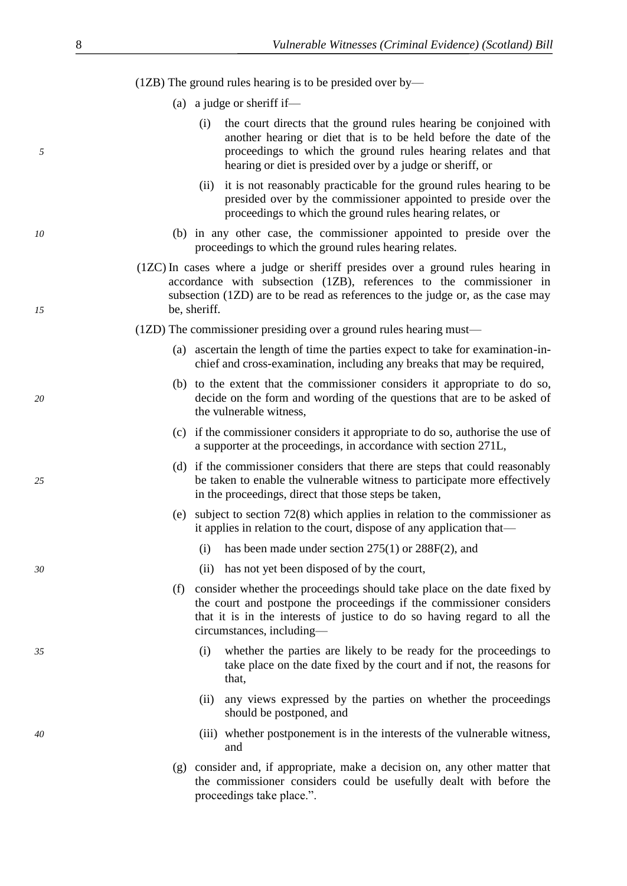(1ZB) The ground rules hearing is to be presided over by—

(a) a judge or sheriff if—

(i) the court directs that the ground rules hearing be conjoined with another hearing or diet that is to be held before the date of the proceedings to which the ground rules hearing relates and that hearing or diet is presided over by a judge or sheriff, or

(ii) it is not reasonably practicable for the ground rules hearing to be presided over by the commissioner appointed to preside over the proceedings to which the ground rules hearing relates, or

(b) in any other case, the commissioner appointed to preside over the proceedings to which the ground rules hearing relates.

(1ZC) In cases where a judge or sheriff presides over a ground rules hearing in accordance with subsection (1ZB), references to the commissioner in subsection (1ZD) are to be read as references to the judge or, as the case may be, sheriff.

(1ZD) The commissioner presiding over a ground rules hearing must—

(a) ascertain the length of time the parties expect to take for examination-in-chief and cross-examination, including any breaks that may be required,

(b) to the extent that the commissioner considers it appropriate to do so, decide on the form and wording of the questions that are to be asked of the vulnerable witness,

(c) if the commissioner considers it appropriate to do so, authorise the use of a supporter at the proceedings, in accordance with section 271L,

(d) if the commissioner considers that there are steps that could reasonably be taken to enable the vulnerable witness to participate more effectively in the proceedings, direct that those steps be taken,

(e) subject to section 72(8) which applies in relation to the commissioner as it applies in relation to the court, dispose of any application that—

(i) has been made under section 275(1) or 288F(2), and

(ii) has not yet been disposed of by the court,

(f) consider whether the proceedings should take place on the date fixed by the court and postpone the proceedings if the commissioner considers that it is in the interests of justice to do so having regard to all the circumstances, including—

(i) whether the parties are likely to be ready for the proceedings to take place on the date fixed by the court and if not, the reasons for that,

(ii) any views expressed by the parties on whether the proceedings should be postponed, and

(iii) whether postponement is in the interests of the vulnerable witness, and

(g) consider and, if appropriate, make a decision on, any other matter that the commissioner considers could be usefully dealt with before the proceedings take place.".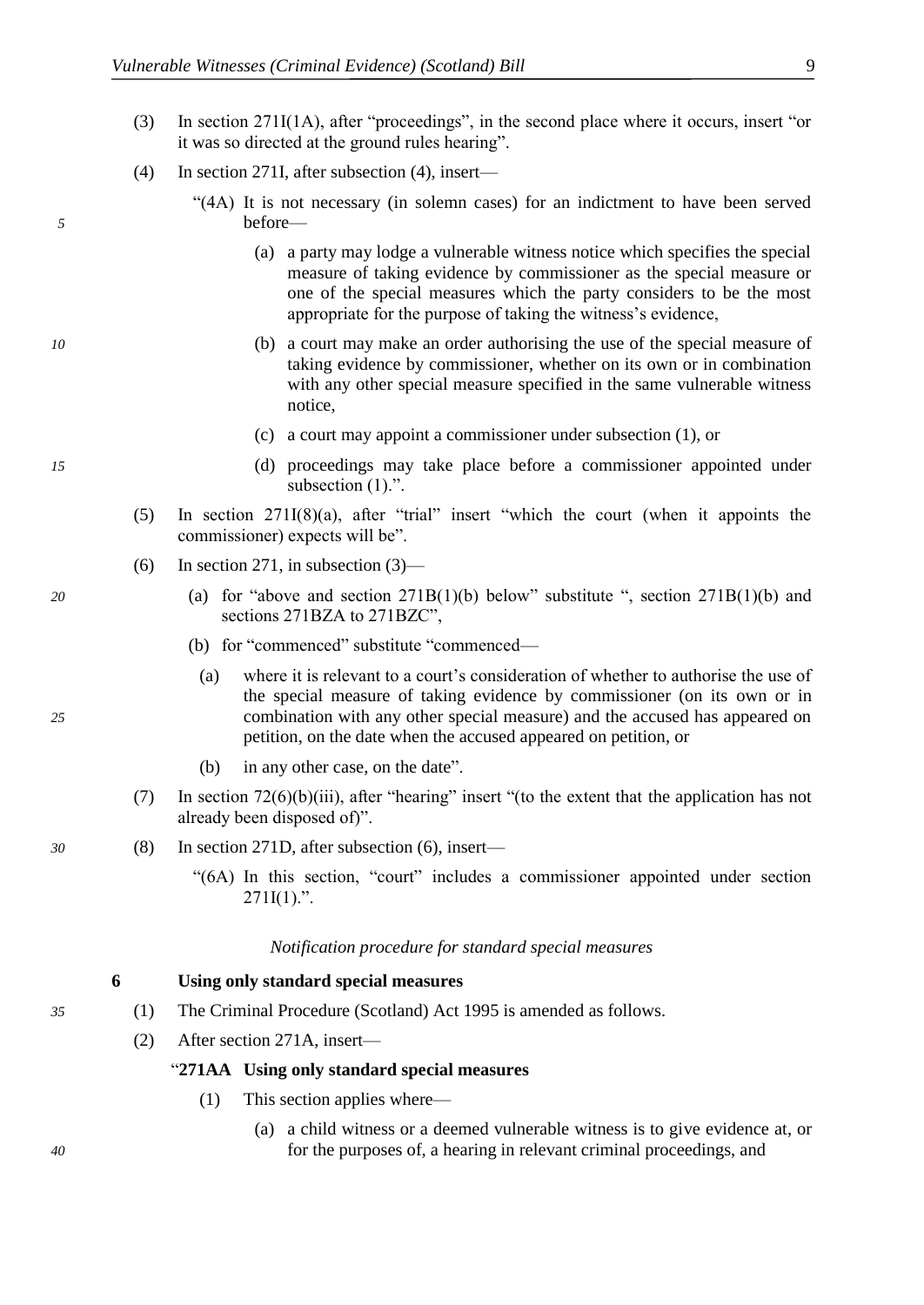(3) In section 271I(1A), after "proceedings", in the second place where it occurs, insert "or it was so directed at the ground rules hearing".

(4) In section 271I, after subsection (4), insert—

"(4A) It is not necessary (in solemn cases) for an indictment to have been served before—

(a) a party may lodge a vulnerable witness notice which specifies the special measure of taking evidence by commissioner as the special measure or one of the special measures which the party considers to be the most appropriate for the purpose of taking the witness's evidence,

(b) a court may make an order authorising the use of the special measure of taking evidence by commissioner, whether on its own or in combination with any other special measure specified in the same vulnerable witness notice,

(c) a court may appoint a commissioner under subsection (1), or

(d) proceedings may take place before a commissioner appointed under subsection (1).".

(5) In section 271I(8)(a), after "trial" insert "which the court (when it appoints the commissioner) expects will be".

(6) In section 271, in subsection (3)—

(a) for "above and section 271B(1)(b) below" substitute ", section 271B(1)(b) and sections 271BZA to 271BZC",

(b) for "commenced" substitute "commenced—

(a) where it is relevant to a court's consideration of whether to authorise the use of the special measure of taking evidence by commissioner (on its own or in combination with any other special measure) and the accused has appeared on petition, on the date when the accused appeared on petition, or

(b) in any other case, on the date".

(7) In section 72(6)(b)(iii), after "hearing" insert "(to the extent that the application has not already been disposed of)".

(8) In section 271D, after subsection (6), insert—

"(6A) In this section, "court" includes a commissioner appointed under section 271I(1).".

*Notification procedure for standard special measures*

**6 Using only standard special measures**

(1) The Criminal Procedure (Scotland) Act 1995 is amended as follows.

(2) After section 271A, insert—

"**271AA Using only standard special measures**

(1) This section applies where—

(a) a child witness or a deemed vulnerable witness is to give evidence at, or for the purposes of, a hearing in relevant criminal proceedings, and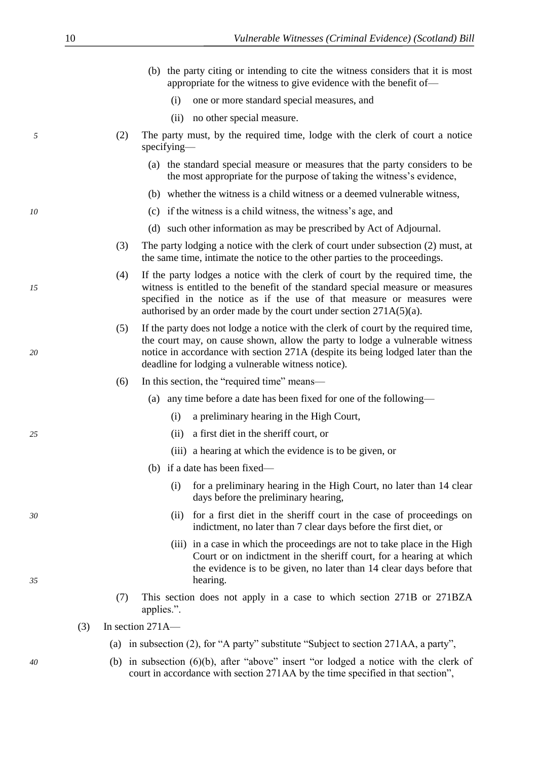(b) the party citing or intending to cite the witness considers that it is most appropriate for the witness to give evidence with the benefit of—

(i) one or more standard special measures, and

(ii) no other special measure.

(2) The party must, by the required time, lodge with the clerk of court a notice specifying—

(a) the standard special measure or measures that the party considers to be the most appropriate for the purpose of taking the witness's evidence,

(b) whether the witness is a child witness or a deemed vulnerable witness,

(c) if the witness is a child witness, the witness's age, and

(d) such other information as may be prescribed by Act of Adjournal.

(3) The party lodging a notice with the clerk of court under subsection (2) must, at the same time, intimate the notice to the other parties to the proceedings.

(4) If the party lodges a notice with the clerk of court by the required time, the witness is entitled to the benefit of the standard special measure or measures specified in the notice as if the use of that measure or measures were authorised by an order made by the court under section 271A(5)(a).

(5) If the party does not lodge a notice with the clerk of court by the required time, the court may, on cause shown, allow the party to lodge a vulnerable witness notice in accordance with section 271A (despite its being lodged later than the deadline for lodging a vulnerable witness notice).

(6) In this section, the "required time" means—

(a) any time before a date has been fixed for one of the following—

(i) a preliminary hearing in the High Court,

(ii) a first diet in the sheriff court, or

(iii) a hearing at which the evidence is to be given, or

(b) if a date has been fixed—

(i) for a preliminary hearing in the High Court, no later than 14 clear days before the preliminary hearing,

(ii) for a first diet in the sheriff court in the case of proceedings on indictment, no later than 7 clear days before the first diet, or

(iii) in a case in which the proceedings are not to take place in the High Court or on indictment in the sheriff court, for a hearing at which the evidence is to be given, no later than 14 clear days before that hearing.

(7) This section does not apply in a case to which section 271B or 271BZA applies.".

(3) In section 271A—

(a) in subsection (2), for "A party" substitute "Subject to section 271AA, a party",

(b) in subsection (6)(b), after "above" insert "or lodged a notice with the clerk of court in accordance with section 271AA by the time specified in that section",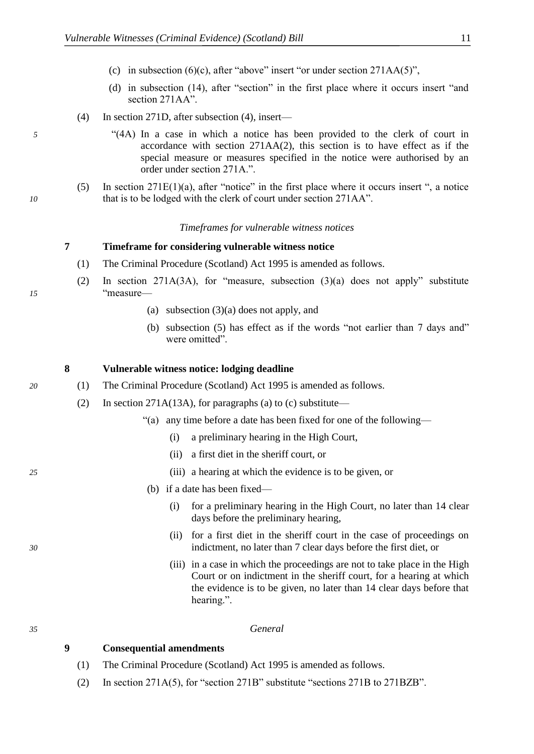(c) in subsection (6)(c), after "above" insert "or under section 271AA(5)",

(d) in subsection (14), after "section" in the first place where it occurs insert "and section 271AA".

(4) In section 271D, after subsection (4), insert—

"(4A) In a case in which a notice has been provided to the clerk of court in accordance with section 271AA(2), this section is to have effect as if the special measure or measures specified in the notice were authorised by an order under section 271A.".

(5) In section 271E(1)(a), after "notice" in the first place where it occurs insert ", a notice that is to be lodged with the clerk of court under section 271AA".

*Timeframes for vulnerable witness notices*

**7 Timeframe for considering vulnerable witness notice**

(1) The Criminal Procedure (Scotland) Act 1995 is amended as follows.

(2) In section 271A(3A), for "measure, subsection (3)(a) does not apply" substitute "measure—

(a) subsection (3)(a) does not apply, and

(b) subsection (5) has effect as if the words "not earlier than 7 days and" were omitted".

**8 Vulnerable witness notice: lodging deadline**

(1) The Criminal Procedure (Scotland) Act 1995 is amended as follows.

(2) In section 271A(13A), for paragraphs (a) to (c) substitute—

"(a) any time before a date has been fixed for one of the following—

(i) a preliminary hearing in the High Court,

(ii) a first diet in the sheriff court, or

(iii) a hearing at which the evidence is to be given, or

(b) if a date has been fixed—

(i) for a preliminary hearing in the High Court, no later than 14 clear days before the preliminary hearing,

(ii) for a first diet in the sheriff court in the case of proceedings on indictment, no later than 7 clear days before the first diet, or

(iii) in a case in which the proceedings are not to take place in the High Court or on indictment in the sheriff court, for a hearing at which the evidence is to be given, no later than 14 clear days before that hearing.".

*General*

**9 Consequential amendments**

(1) The Criminal Procedure (Scotland) Act 1995 is amended as follows.

(2) In section 271A(5), for "section 271B" substitute "sections 271B to 271BZB".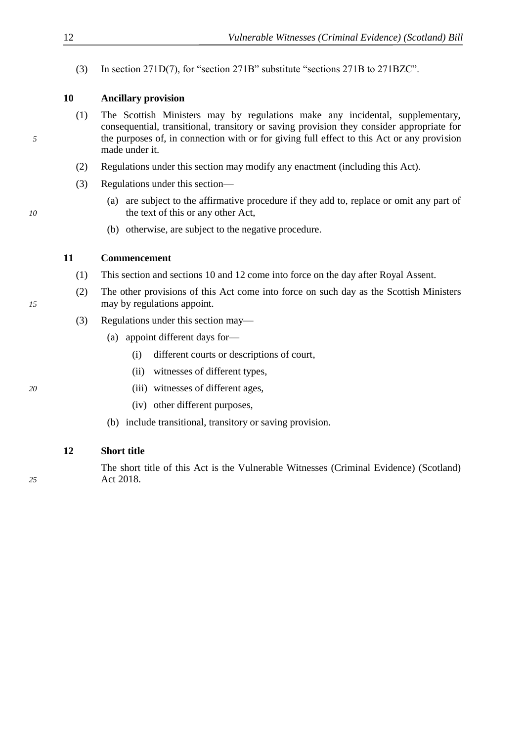(3) In section 271D(7), for "section 271B" substitute "sections 271B to 271BZC".

### 10 Ancillary provision

(1) The Scottish Ministers may by regulations make any incidental, supplementary, consequential, transitional, transitory or saving provision they consider appropriate for the purposes of, in connection with or for giving full effect to this Act or any provision made under it.

(2) Regulations under this section may modify any enactment (including this Act).

(3) Regulations under this section—

(a) are subject to the affirmative procedure if they add to, replace or omit any part of the text of this or any other Act,

(b) otherwise, are subject to the negative procedure.

### 11 Commencement

(1) This section and sections 10 and 12 come into force on the day after Royal Assent.

(2) The other provisions of this Act come into force on such day as the Scottish Ministers may by regulations appoint.

(3) Regulations under this section may—

(a) appoint different days for—

(i) different courts or descriptions of court,

(ii) witnesses of different types,

(iii) witnesses of different ages,

(iv) other different purposes,

(b) include transitional, transitory or saving provision.

### 12 Short title

The short title of this Act is the Vulnerable Witnesses (Criminal Evidence) (Scotland) Act 2018.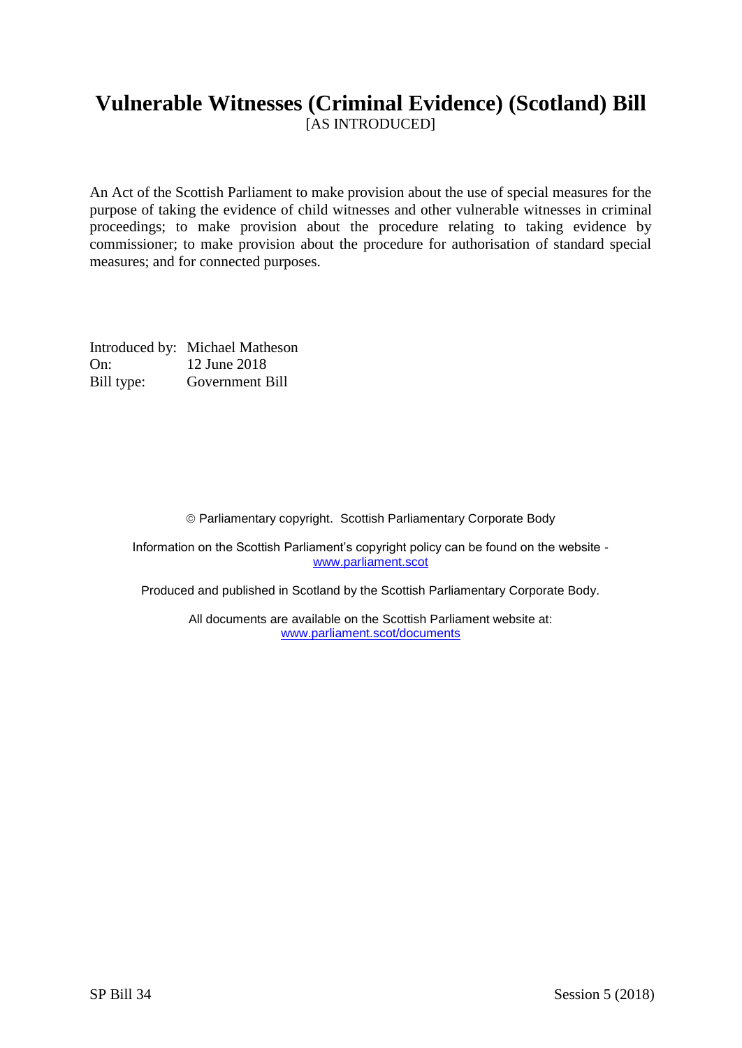# Vulnerable Witnesses (Criminal Evidence) (Scotland) Bill

[AS INTRODUCED]

An Act of the Scottish Parliament to make provision about the use of special measures for the purpose of taking the evidence of child witnesses and other vulnerable witnesses in criminal proceedings; to make provision about the procedure relating to taking evidence by commissioner; to make provision about the procedure for authorisation of standard special measures; and for connected purposes.

Introduced by: Michael Matheson
On: 12 June 2018
Bill type: Government Bill

© Parliamentary copyright. Scottish Parliamentary Corporate Body

Information on the Scottish Parliament's copyright policy can be found on the website - www.parliament.scot

Produced and published in Scotland by the Scottish Parliamentary Corporate Body.

All documents are available on the Scottish Parliament website at: www.parliament.scot/documents

SP Bill 34

Session 5 (2018)